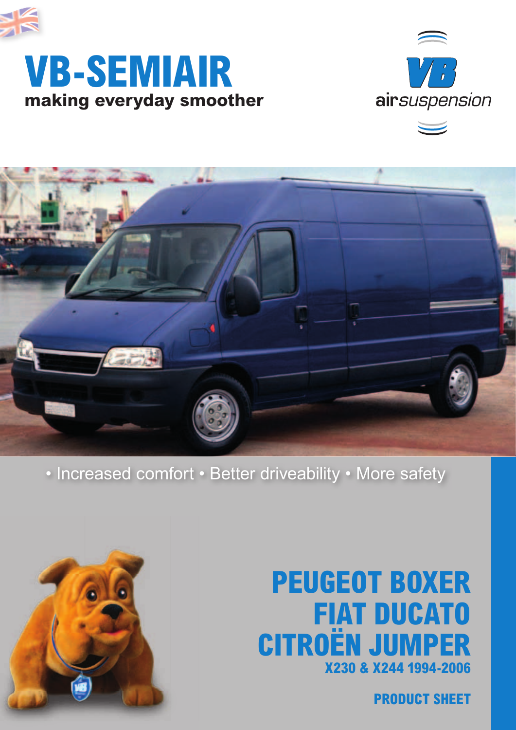# VB-SEMIAIR

**making everyday smoother**

VB airsuspension

• Increased comfort • Better driveability • More safety

## PEUGEOT BOXER
## FIAT DUCATO
## CITROËN JUMPER

**X230 & X244 1994-2006**

**PRODUCT SHEET**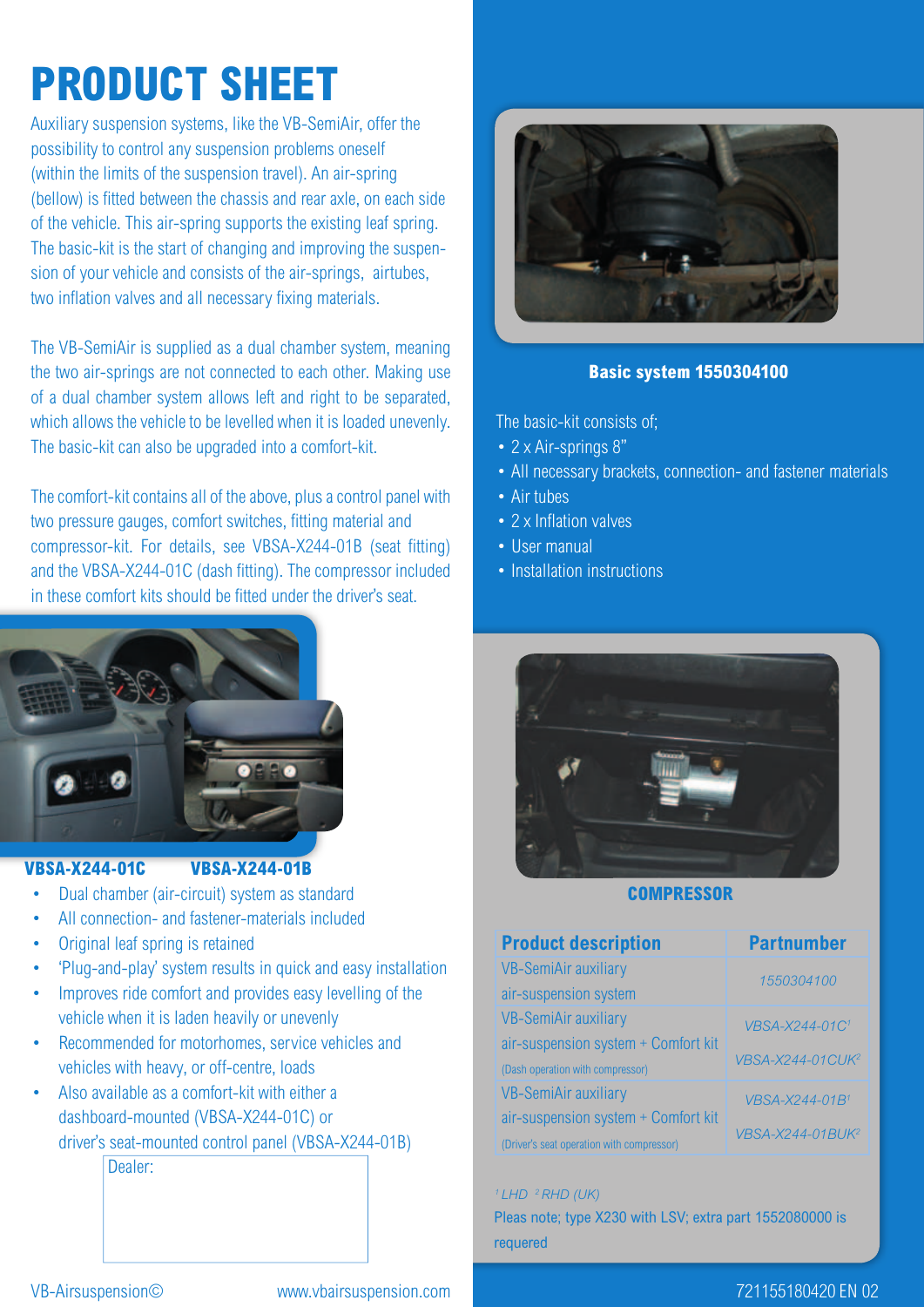# PRODUCT SHEET

Auxiliary suspension systems, like the VB-SemiAir, offer the possibility to control any suspension problems oneself (within the limits of the suspension travel). An air-spring (bellow) is fitted between the chassis and rear axle, on each side of the vehicle. This air-spring supports the existing leaf spring. The basic-kit is the start of changing and improving the suspension of your vehicle and consists of the air-springs, airtubes, two inflation valves and all necessary fixing materials.

The VB-SemiAir is supplied as a dual chamber system, meaning the two air-springs are not connected to each other. Making use of a dual chamber system allows left and right to be separated, which allows the vehicle to be levelled when it is loaded unevenly. The basic-kit can also be upgraded into a comfort-kit.

The comfort-kit contains all of the above, plus a control panel with two pressure gauges, comfort switches, fitting material and compressor-kit. For details, see VBSA-X244-01B (seat fitting) and the VBSA-X244-01C (dash fitting). The compressor included in these comfort kits should be fitted under the driver's seat.

**VBSA-X244-01C** **VBSA-X244-01B**

- Dual chamber (air-circuit) system as standard
- All connection- and fastener-materials included
- Original leaf spring is retained
- 'Plug-and-play' system results in quick and easy installation
- Improves ride comfort and provides easy levelling of the vehicle when it is laden heavily or unevenly
- Recommended for motorhomes, service vehicles and vehicles with heavy, or off-centre, loads
- Also available as a comfort-kit with either a dashboard-mounted (VBSA-X244-01C) or driver's seat-mounted control panel (VBSA-X244-01B)

Dealer:

**Basic system 1550304100**

The basic-kit consists of;

- 2 x Air-springs 8"
- All necessary brackets, connection- and fastener materials
- Air tubes
- 2 x Inflation valves
- User manual
- Installation instructions

**COMPRESSOR**

| Product description | Partnumber |
|---|---|
| VB-SemiAir auxiliary air-suspension system | *1550304100* |
| VB-SemiAir auxiliary air-suspension system + Comfort kit (Dash operation with compressor) | *VBSA-X244-01C*[1] *VBSA-X244-01CUK*[2] |
| VB-SemiAir auxiliary air-suspension system + Comfort kit (Driver's seat operation with compressor) | *VBSA-X244-01B*[1] *VBSA-X244-01BUK*[2] |

*[1] LHD [2] RHD (UK)*

Pleas note; type X230 with LSV; extra part 1552080000 is requered

VB-Airsuspension© www.vbairsuspension.com

721155180420 EN 02